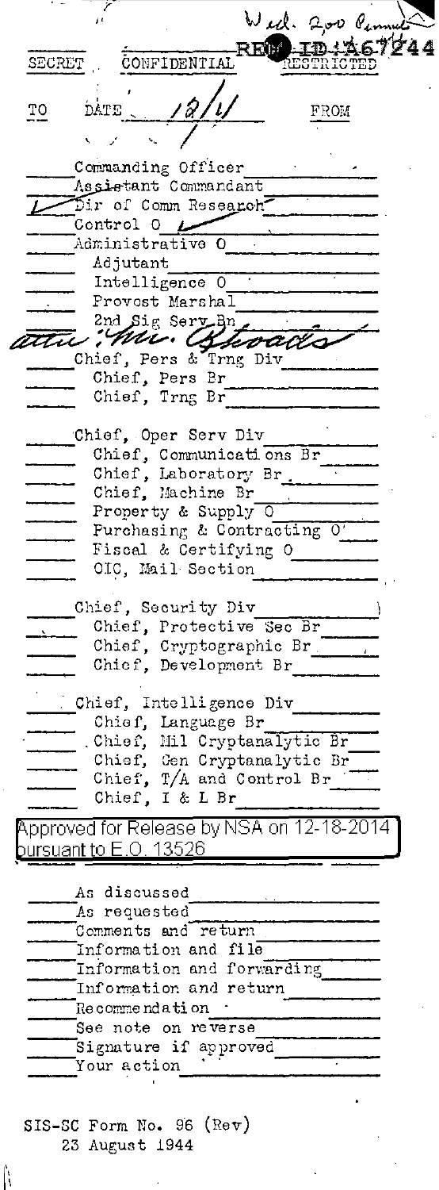Wed. 200 Pennant

REF ID:A67244

SECRET CONFIDENTIAL RESTRICTED

TO DATE 12/1 FROM

- Commanding Officer
- Assistant Commandant
- ✓ Dir of Comm Research
- Control O ✓
- Administrative O
  - Adjutant
  - Intelligence O
  - Provost Marshal
  - 2nd Sig Serv Bn

attn: Mr. Rhoads

- Chief, Pers & Trng Div
  - Chief, Pers Br
  - Chief, Trng Br
- Chief, Oper Serv Div
  - Chief, Communications Br
  - Chief, Laboratory Br
  - Chief, Machine Br
  - Property & Supply O
  - Purchasing & Contracting O
  - Fiscal & Certifying O
  - OIC, Mail Section
- Chief, Security Div
  - Chief, Protective Sec Br
  - Chief, Cryptographic Br
  - Chief, Development Br
- Chief, Intelligence Div
  - Chief, Language Br
  - Chief, Mil Cryptanalytic Br
  - Chief, Gen Cryptanalytic Br
  - Chief, T/A and Control Br
  - Chief, I & L Br

Approved for Release by NSA on 12-18-2014 pursuant to E.O. 13526

- As discussed
- As requested
- Comments and return
- Information and file
- Information and forwarding
- Information and return
- Recommendation
- See note on reverse
- Signature if approved
- Your action

SIS-SC Form No. 96 (Rev)
23 August 1944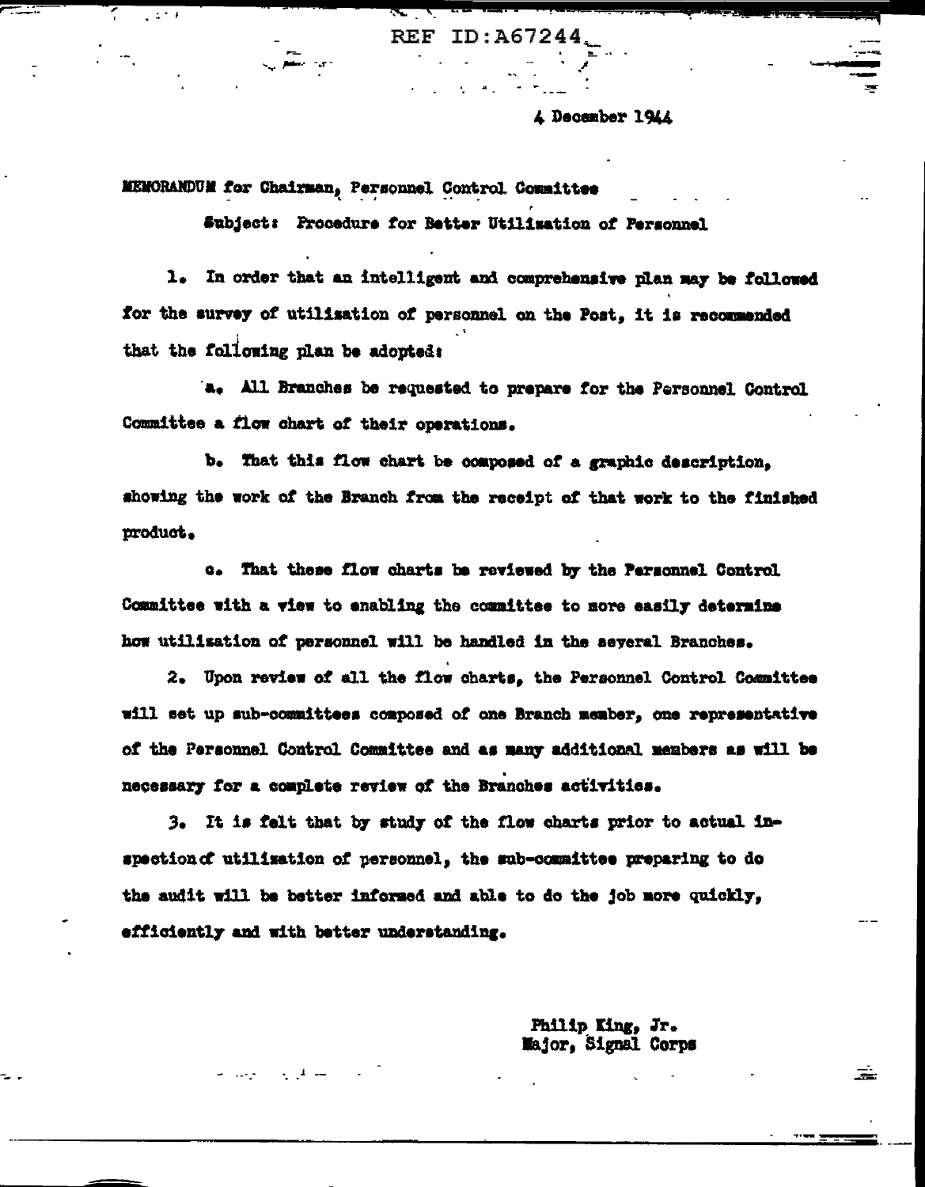REF ID:A67244

4 December 1944

MEMORANDUM for Chairman, Personnel Control Committee

Subject: Procedure for Better Utilization of Personnel

1. In order that an intelligent and comprehensive plan may be followed for the survey of utilization of personnel on the Post, it is recommended that the following plan be adopted:

a. All Branches be requested to prepare for the Personnel Control Committee a flow chart of their operations.

b. That this flow chart be composed of a graphic description, showing the work of the Branch from the receipt of that work to the finished product.

c. That these flow charts be reviewed by the Personnel Control Committee with a view to enabling the committee to more easily determine how utilization of personnel will be handled in the several Branches.

2. Upon review of all the flow charts, the Personnel Control Committee will set up sub-committees composed of one Branch member, one representative of the Personnel Control Committee and as many additional members as will be necessary for a complete review of the Branches activities.

3. It is felt that by study of the flow charts prior to actual inspection of utilization of personnel, the sub-committee preparing to do the audit will be better informed and able to do the job more quickly, efficiently and with better understanding.

Philip King, Jr.
Major, Signal Corps